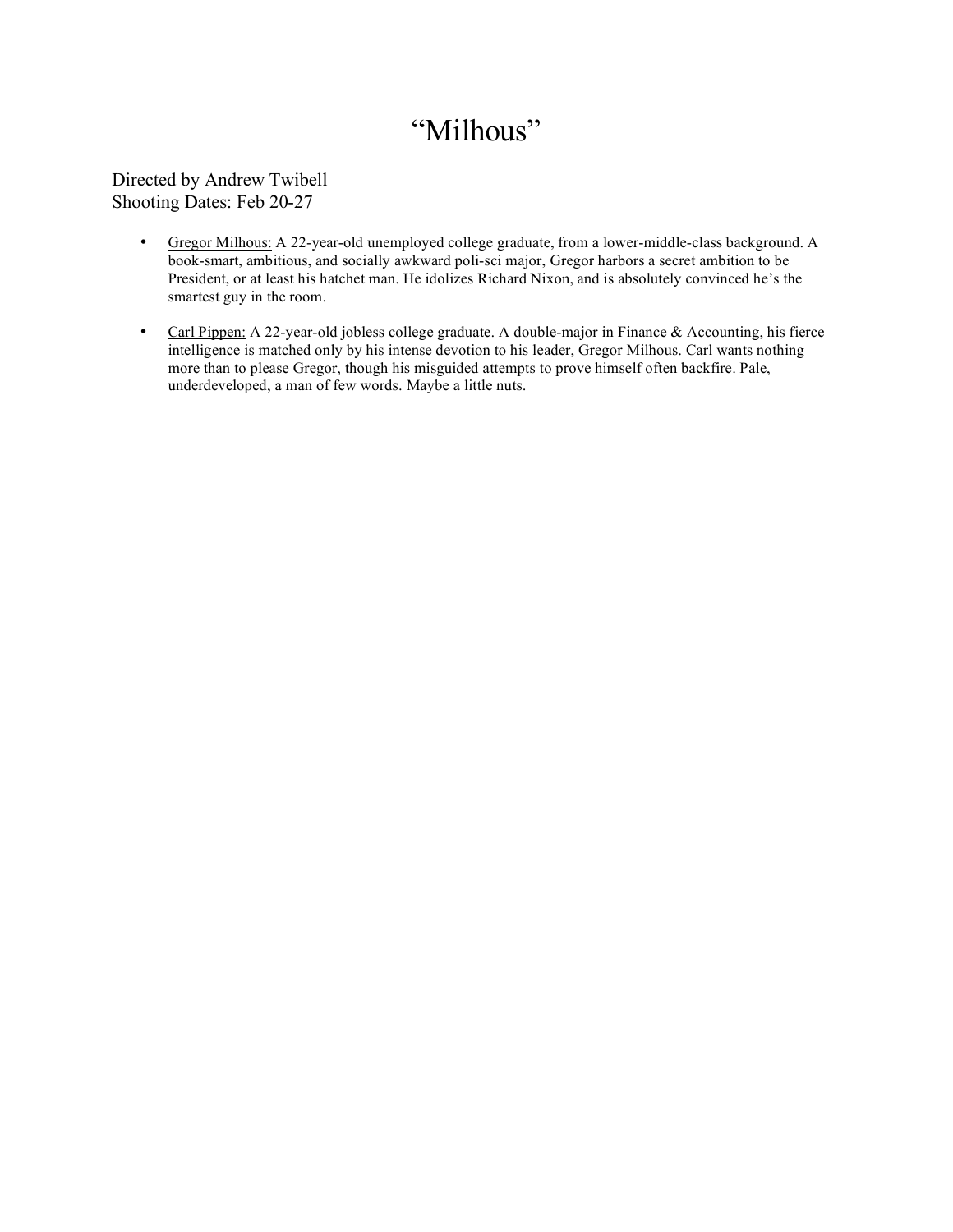# "Milhous"

Directed by Andrew Twibell
Shooting Dates: Feb 20-27

- Gregor Milhous: A 22-year-old unemployed college graduate, from a lower-middle-class background. A book-smart, ambitious, and socially awkward poli-sci major, Gregor harbors a secret ambition to be President, or at least his hatchet man. He idolizes Richard Nixon, and is absolutely convinced he's the smartest guy in the room.

- Carl Pippen: A 22-year-old jobless college graduate. A double-major in Finance & Accounting, his fierce intelligence is matched only by his intense devotion to his leader, Gregor Milhous. Carl wants nothing more than to please Gregor, though his misguided attempts to prove himself often backfire. Pale, underdeveloped, a man of few words. Maybe a little nuts.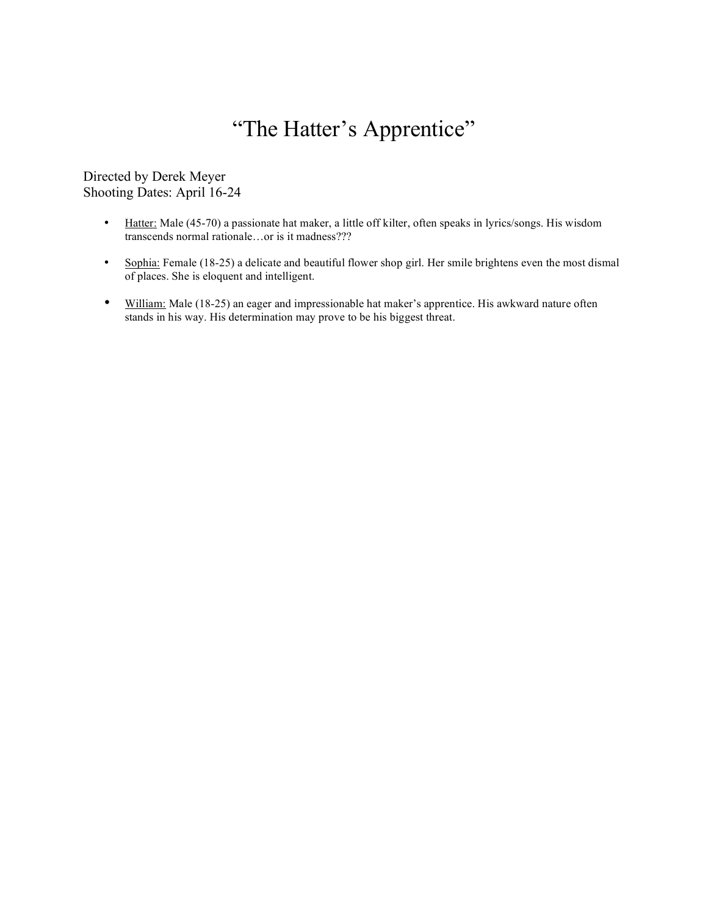# "The Hatter's Apprentice"

Directed by Derek Meyer
Shooting Dates: April 16-24

- <u>Hatter:</u> Male (45-70) a passionate hat maker, a little off kilter, often speaks in lyrics/songs. His wisdom transcends normal rationale…or is it madness???
- <u>Sophia:</u> Female (18-25) a delicate and beautiful flower shop girl. Her smile brightens even the most dismal of places. She is eloquent and intelligent.
- <u>William:</u> Male (18-25) an eager and impressionable hat maker's apprentice. His awkward nature often stands in his way. His determination may prove to be his biggest threat.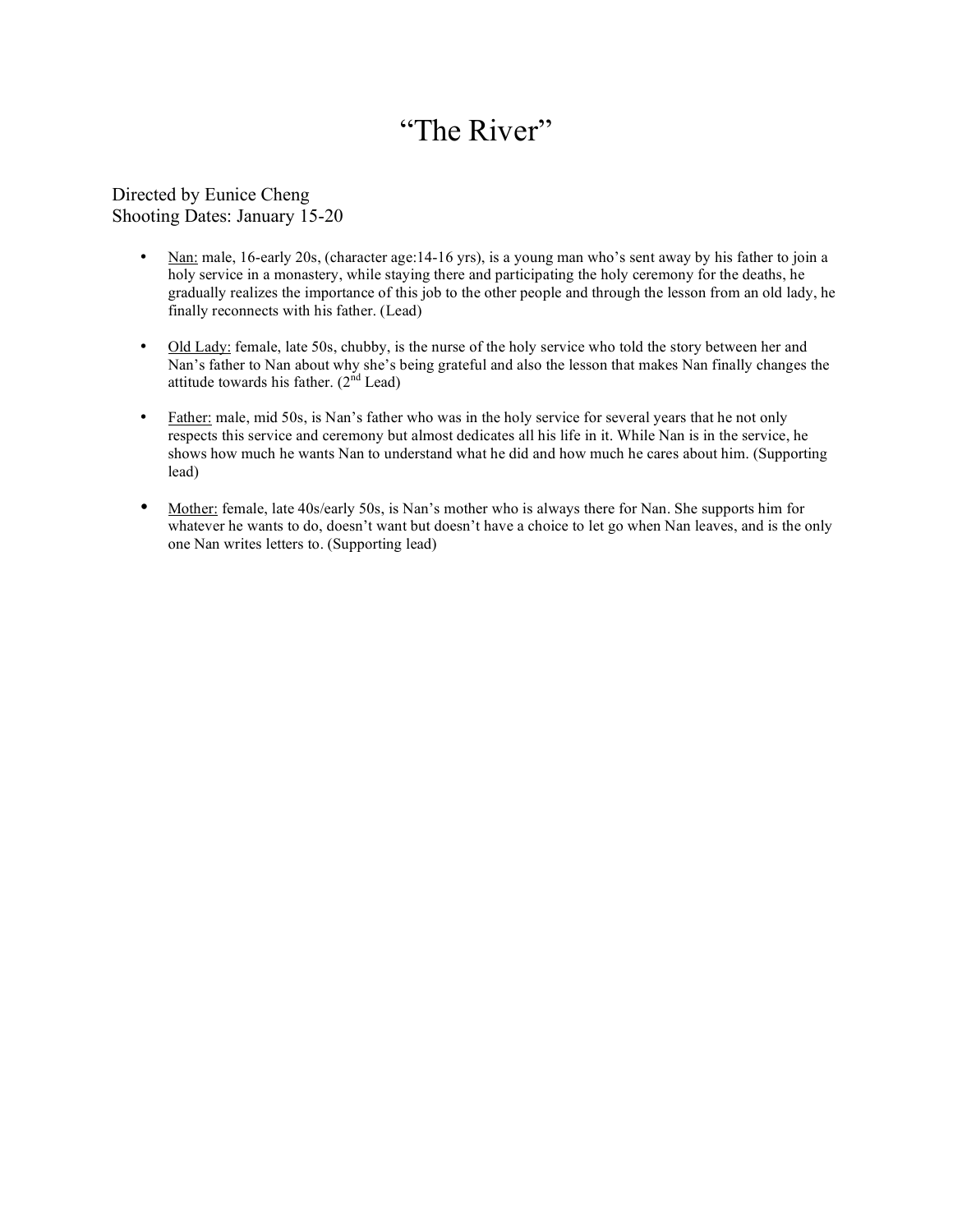# "The River"

Directed by Eunice Cheng
Shooting Dates: January 15-20

- Nan: male, 16-early 20s, (character age:14-16 yrs), is a young man who's sent away by his father to join a holy service in a monastery, while staying there and participating the holy ceremony for the deaths, he gradually realizes the importance of this job to the other people and through the lesson from an old lady, he finally reconnects with his father. (Lead)

- Old Lady: female, late 50s, chubby, is the nurse of the holy service who told the story between her and Nan's father to Nan about why she's being grateful and also the lesson that makes Nan finally changes the attitude towards his father. (2nd Lead)

- Father: male, mid 50s, is Nan's father who was in the holy service for several years that he not only respects this service and ceremony but almost dedicates all his life in it. While Nan is in the service, he shows how much he wants Nan to understand what he did and how much he cares about him. (Supporting lead)

- Mother: female, late 40s/early 50s, is Nan's mother who is always there for Nan. She supports him for whatever he wants to do, doesn't want but doesn't have a choice to let go when Nan leaves, and is the only one Nan writes letters to. (Supporting lead)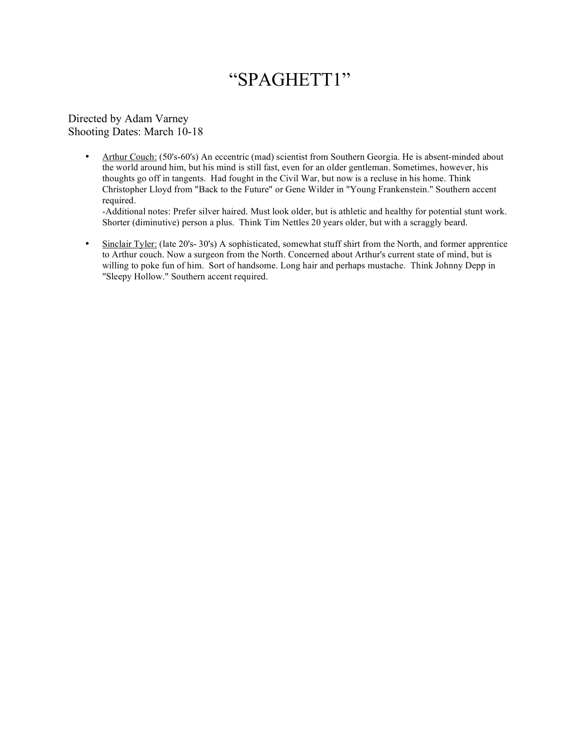# “SPAGHETT1”

Directed by Adam Varney
Shooting Dates: March 10-18

- Arthur Couch: (50's-60's) An eccentric (mad) scientist from Southern Georgia. He is absent-minded about the world around him, but his mind is still fast, even for an older gentleman. Sometimes, however, his thoughts go off in tangents. Had fought in the Civil War, but now is a recluse in his home. Think Christopher Lloyd from "Back to the Future" or Gene Wilder in "Young Frankenstein." Southern accent required.
  -Additional notes: Prefer silver haired. Must look older, but is athletic and healthy for potential stunt work. Shorter (diminutive) person a plus. Think Tim Nettles 20 years older, but with a scraggly beard.

- Sinclair Tyler: (late 20's- 30's) A sophisticated, somewhat stuff shirt from the North, and former apprentice to Arthur couch. Now a surgeon from the North. Concerned about Arthur's current state of mind, but is willing to poke fun of him. Sort of handsome. Long hair and perhaps mustache. Think Johnny Depp in "Sleepy Hollow." Southern accent required.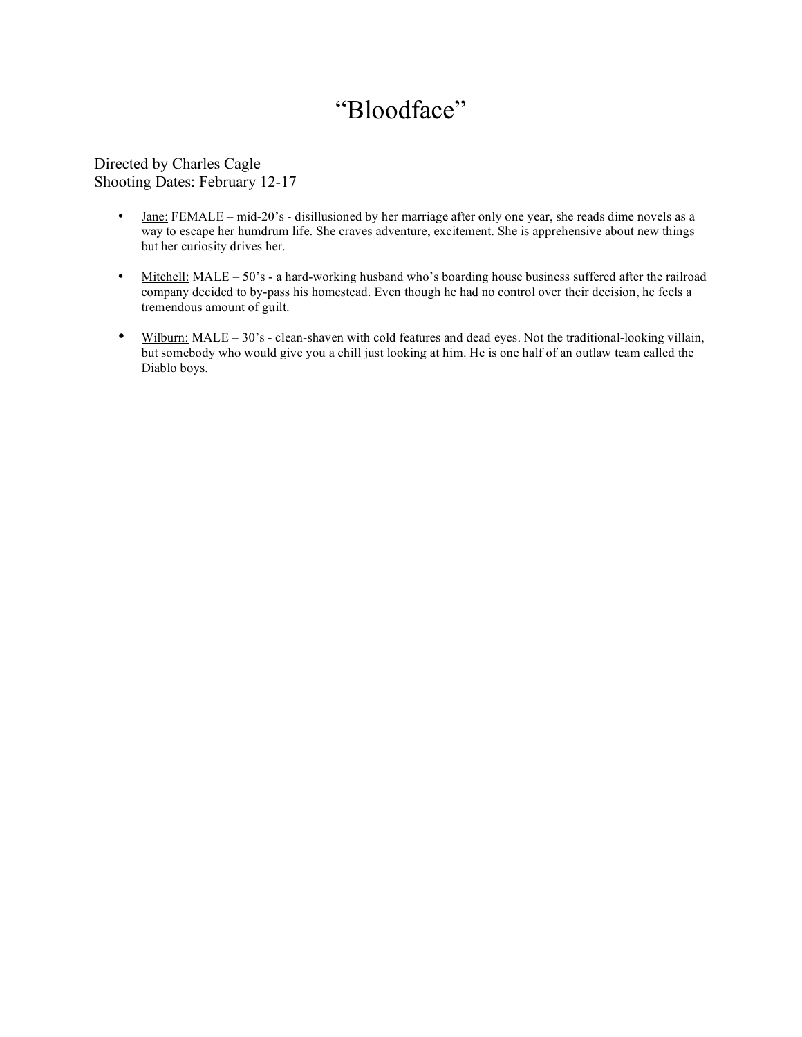# "Bloodface"

Directed by Charles Cagle
Shooting Dates: February 12-17

- Jane: FEMALE – mid-20's - disillusioned by her marriage after only one year, she reads dime novels as a way to escape her humdrum life. She craves adventure, excitement. She is apprehensive about new things but her curiosity drives her.
- Mitchell: MALE – 50's - a hard-working husband who's boarding house business suffered after the railroad company decided to by-pass his homestead. Even though he had no control over their decision, he feels a tremendous amount of guilt.
- Wilburn: MALE – 30's - clean-shaven with cold features and dead eyes. Not the traditional-looking villain, but somebody who would give you a chill just looking at him. He is one half of an outlaw team called the Diablo boys.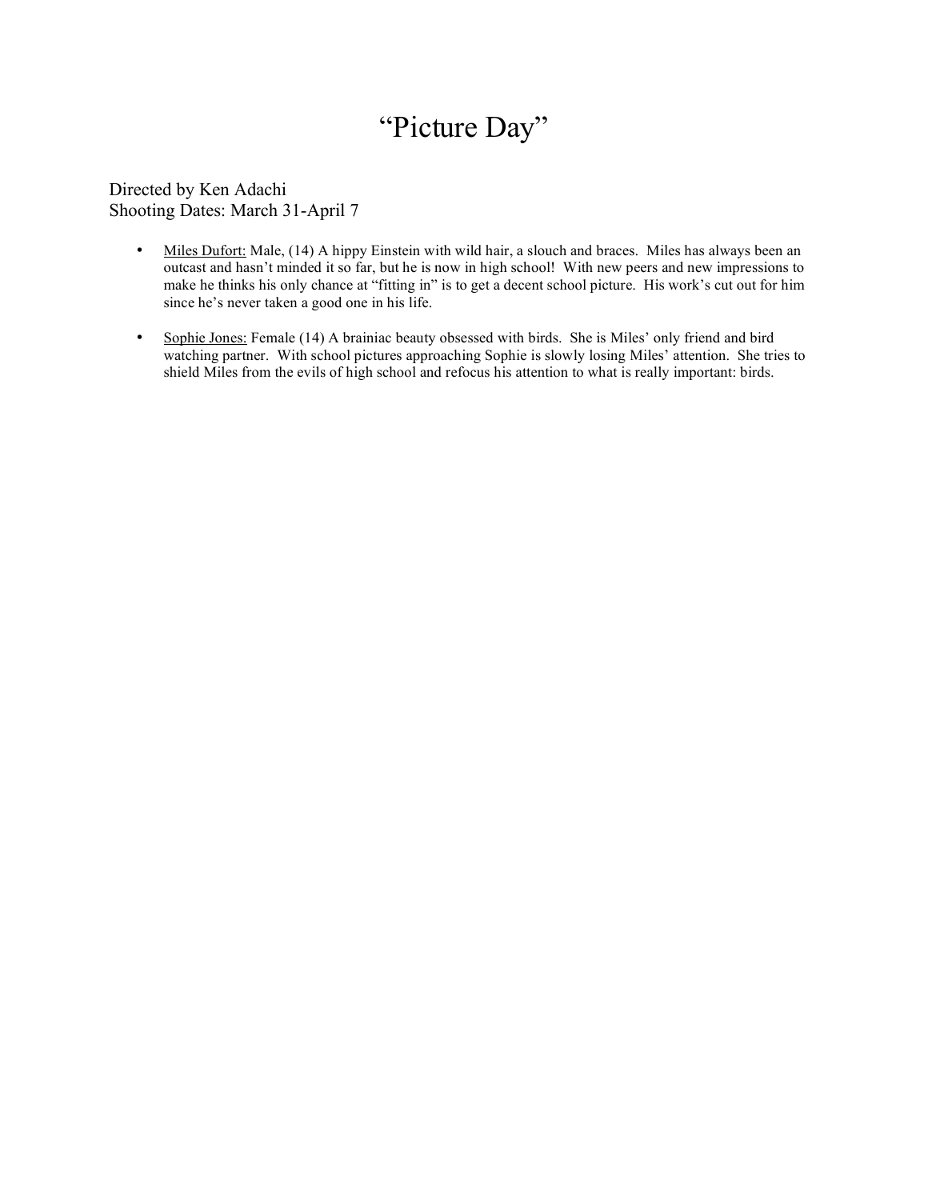# "Picture Day"

Directed by Ken Adachi
Shooting Dates: March 31-April 7

- Miles Dufort: Male, (14) A hippy Einstein with wild hair, a slouch and braces. Miles has always been an outcast and hasn't minded it so far, but he is now in high school! With new peers and new impressions to make he thinks his only chance at "fitting in" is to get a decent school picture. His work's cut out for him since he's never taken a good one in his life.

- Sophie Jones: Female (14) A brainiac beauty obsessed with birds. She is Miles' only friend and bird watching partner. With school pictures approaching Sophie is slowly losing Miles' attention. She tries to shield Miles from the evils of high school and refocus his attention to what is really important: birds.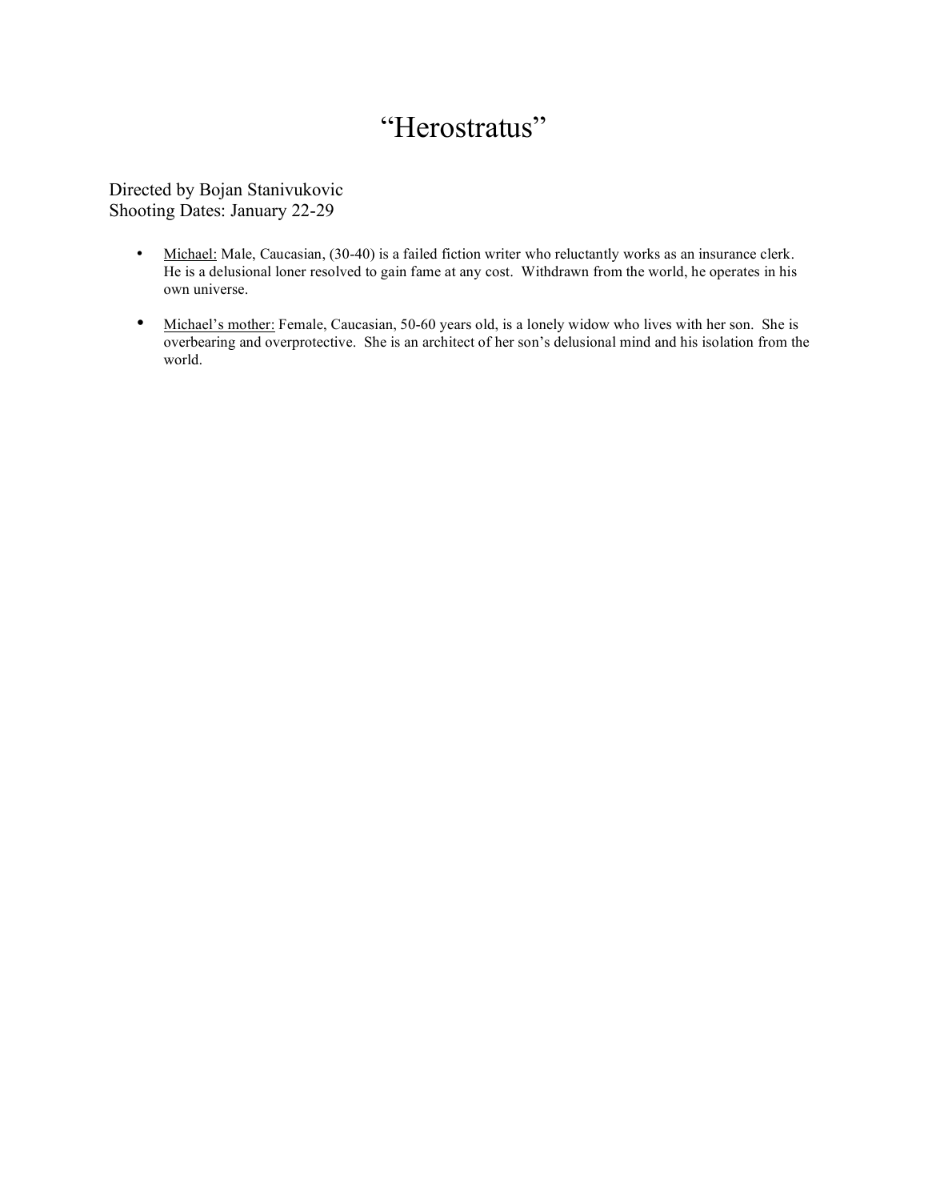# "Herostratus"

Directed by Bojan Stanivukovic
Shooting Dates: January 22-29

- Michael: Male, Caucasian, (30-40) is a failed fiction writer who reluctantly works as an insurance clerk. He is a delusional loner resolved to gain fame at any cost. Withdrawn from the world, he operates in his own universe.
- Michael's mother: Female, Caucasian, 50-60 years old, is a lonely widow who lives with her son. She is overbearing and overprotective. She is an architect of her son's delusional mind and his isolation from the world.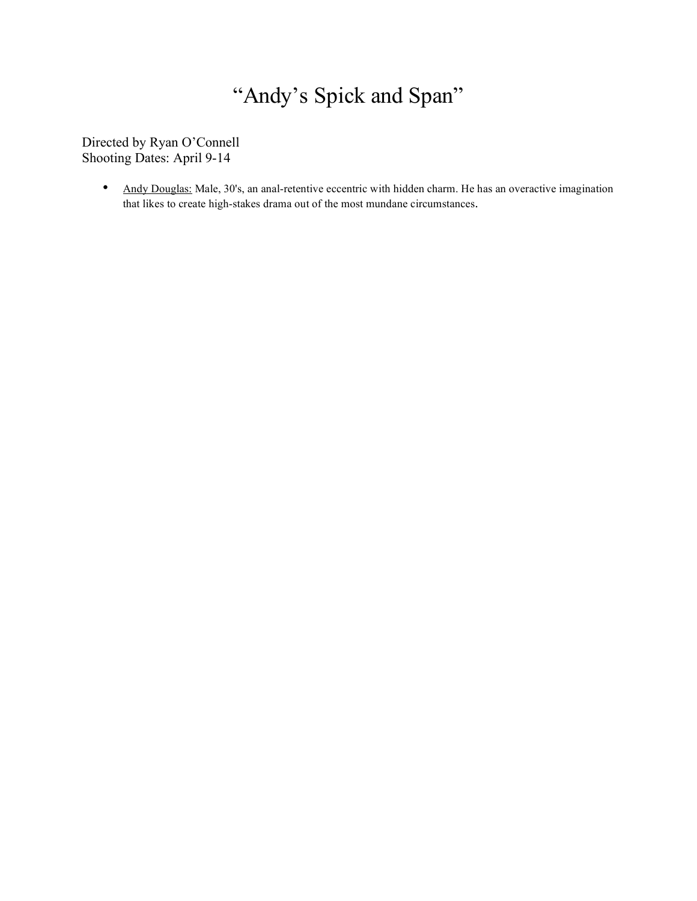# "Andy's Spick and Span"

Directed by Ryan O'Connell
Shooting Dates: April 9-14

- Andy Douglas: Male, 30's, an anal-retentive eccentric with hidden charm. He has an overactive imagination that likes to create high-stakes drama out of the most mundane circumstances.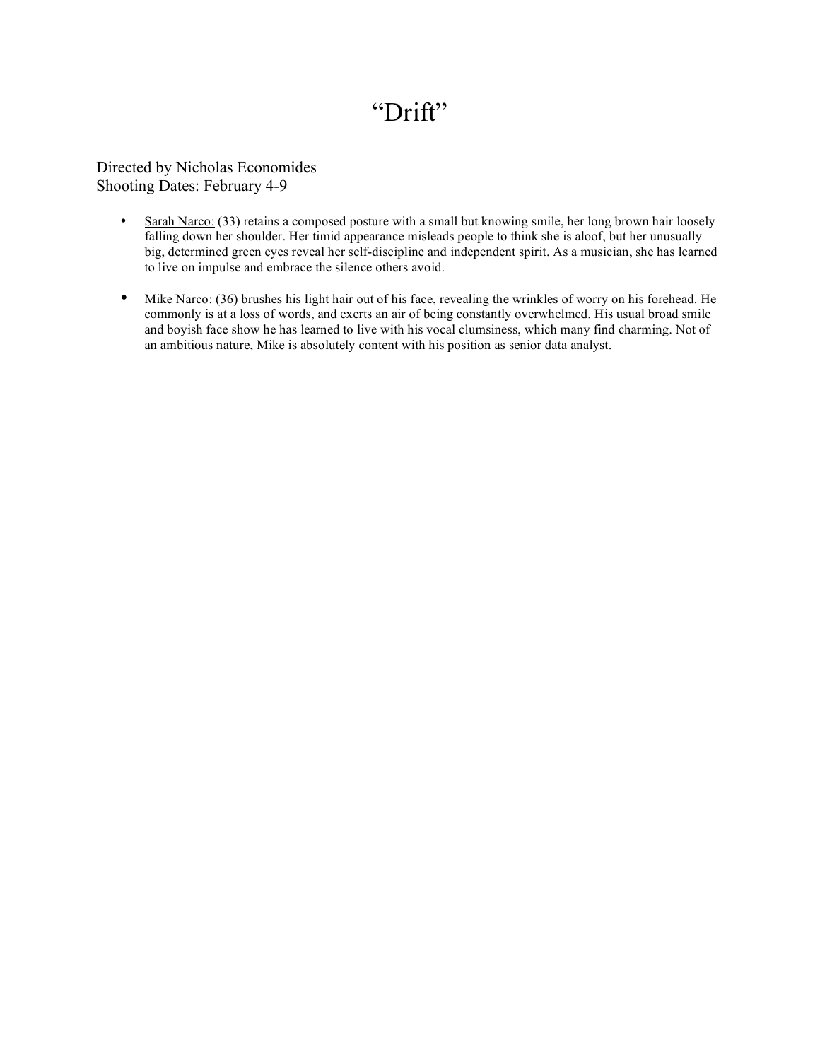# "Drift"

Directed by Nicholas Economides
Shooting Dates: February 4-9

- Sarah Narco: (33) retains a composed posture with a small but knowing smile, her long brown hair loosely falling down her shoulder. Her timid appearance misleads people to think she is aloof, but her unusually big, determined green eyes reveal her self-discipline and independent spirit. As a musician, she has learned to live on impulse and embrace the silence others avoid.

- Mike Narco: (36) brushes his light hair out of his face, revealing the wrinkles of worry on his forehead. He commonly is at a loss of words, and exerts an air of being constantly overwhelmed. His usual broad smile and boyish face show he has learned to live with his vocal clumsiness, which many find charming. Not of an ambitious nature, Mike is absolutely content with his position as senior data analyst.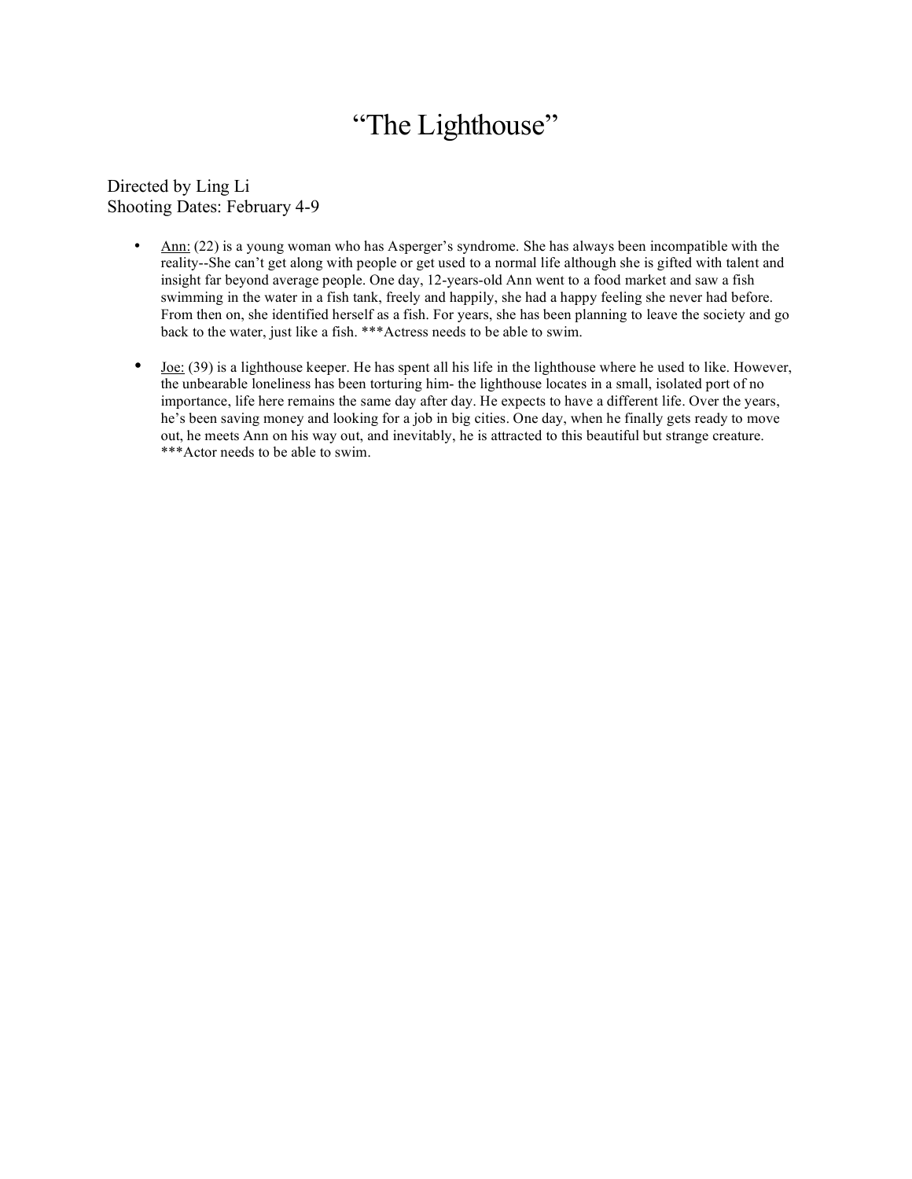# "The Lighthouse"

Directed by Ling Li
Shooting Dates: February 4-9

- Ann: (22) is a young woman who has Asperger's syndrome. She has always been incompatible with the reality--She can't get along with people or get used to a normal life although she is gifted with talent and insight far beyond average people. One day, 12-years-old Ann went to a food market and saw a fish swimming in the water in a fish tank, freely and happily, she had a happy feeling she never had before. From then on, she identified herself as a fish. For years, she has been planning to leave the society and go back to the water, just like a fish. ***Actress needs to be able to swim.

- Joe: (39) is a lighthouse keeper. He has spent all his life in the lighthouse where he used to like. However, the unbearable loneliness has been torturing him- the lighthouse locates in a small, isolated port of no importance, life here remains the same day after day. He expects to have a different life. Over the years, he's been saving money and looking for a job in big cities. One day, when he finally gets ready to move out, he meets Ann on his way out, and inevitably, he is attracted to this beautiful but strange creature. ***Actor needs to be able to swim.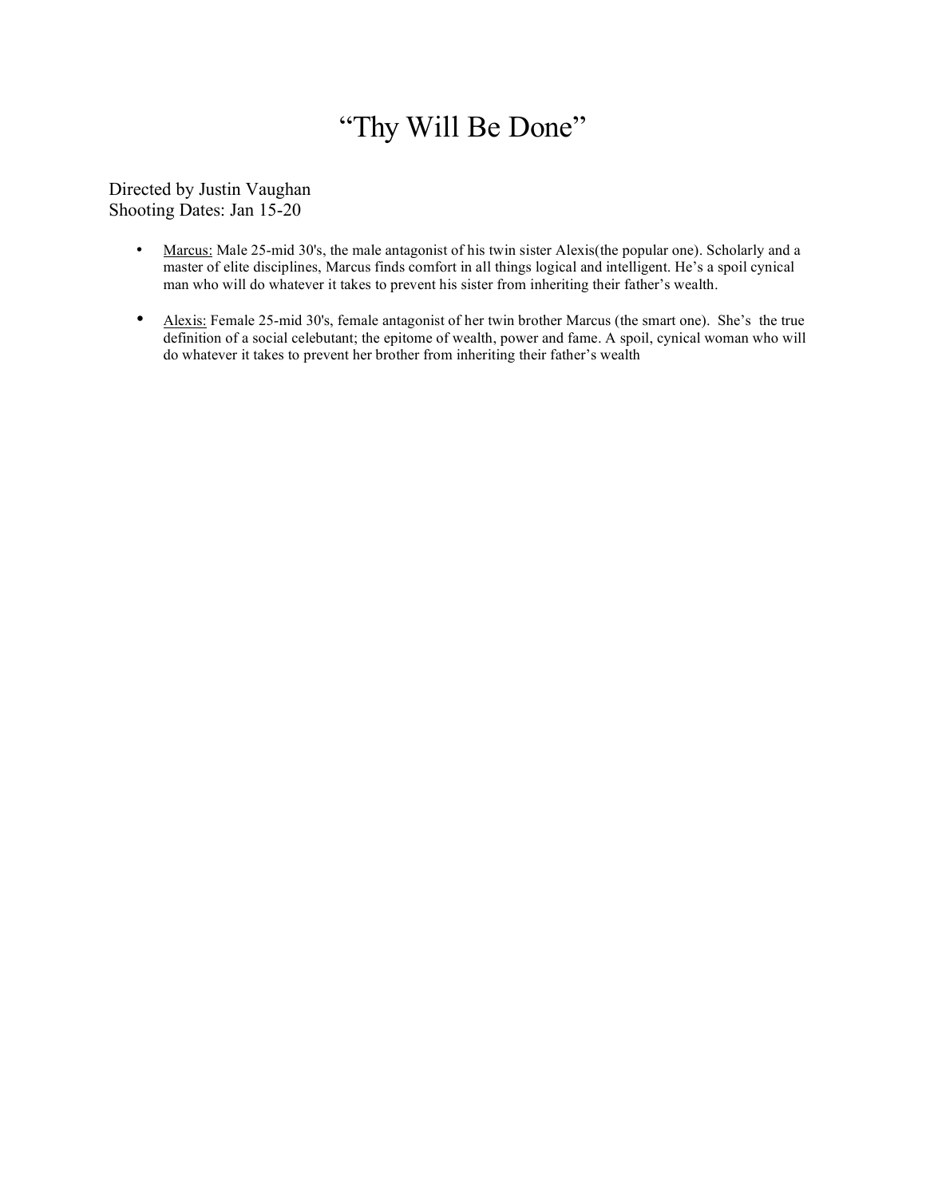# "Thy Will Be Done"

Directed by Justin Vaughan
Shooting Dates: Jan 15-20

- Marcus: Male 25-mid 30's, the male antagonist of his twin sister Alexis(the popular one). Scholarly and a master of elite disciplines, Marcus finds comfort in all things logical and intelligent. He's a spoil cynical man who will do whatever it takes to prevent his sister from inheriting their father's wealth.

- Alexis: Female 25-mid 30's, female antagonist of her twin brother Marcus (the smart one). She's the true definition of a social celebutant; the epitome of wealth, power and fame. A spoil, cynical woman who will do whatever it takes to prevent her brother from inheriting their father's wealth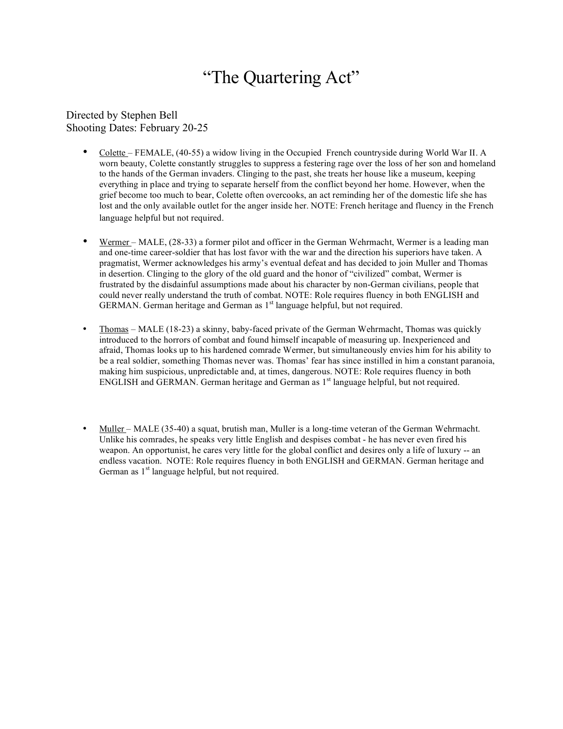# "The Quartering Act"

Directed by Stephen Bell
Shooting Dates: February 20-25

- Colette – FEMALE, (40-55) a widow living in the Occupied French countryside during World War II. A worn beauty, Colette constantly struggles to suppress a festering rage over the loss of her son and homeland to the hands of the German invaders. Clinging to the past, she treats her house like a museum, keeping everything in place and trying to separate herself from the conflict beyond her home. However, when the grief become too much to bear, Colette often overcooks, an act reminding her of the domestic life she has lost and the only available outlet for the anger inside her. NOTE: French heritage and fluency in the French language helpful but not required.

- Wermer – MALE, (28-33) a former pilot and officer in the German Wehrmacht, Wermer is a leading man and one-time career-soldier that has lost favor with the war and the direction his superiors have taken. A pragmatist, Wermer acknowledges his army's eventual defeat and has decided to join Muller and Thomas in desertion. Clinging to the glory of the old guard and the honor of "civilized" combat, Wermer is frustrated by the disdainful assumptions made about his character by non-German civilians, people that could never really understand the truth of combat. NOTE: Role requires fluency in both ENGLISH and GERMAN. German heritage and German as 1st language helpful, but not required.

- Thomas – MALE (18-23) a skinny, baby-faced private of the German Wehrmacht, Thomas was quickly introduced to the horrors of combat and found himself incapable of measuring up. Inexperienced and afraid, Thomas looks up to his hardened comrade Wermer, but simultaneously envies him for his ability to be a real soldier, something Thomas never was. Thomas' fear has since instilled in him a constant paranoia, making him suspicious, unpredictable and, at times, dangerous. NOTE: Role requires fluency in both ENGLISH and GERMAN. German heritage and German as 1st language helpful, but not required.

- Muller – MALE (35-40) a squat, brutish man, Muller is a long-time veteran of the German Wehrmacht. Unlike his comrades, he speaks very little English and despises combat - he has never even fired his weapon. An opportunist, he cares very little for the global conflict and desires only a life of luxury -- an endless vacation. NOTE: Role requires fluency in both ENGLISH and GERMAN. German heritage and German as 1st language helpful, but not required.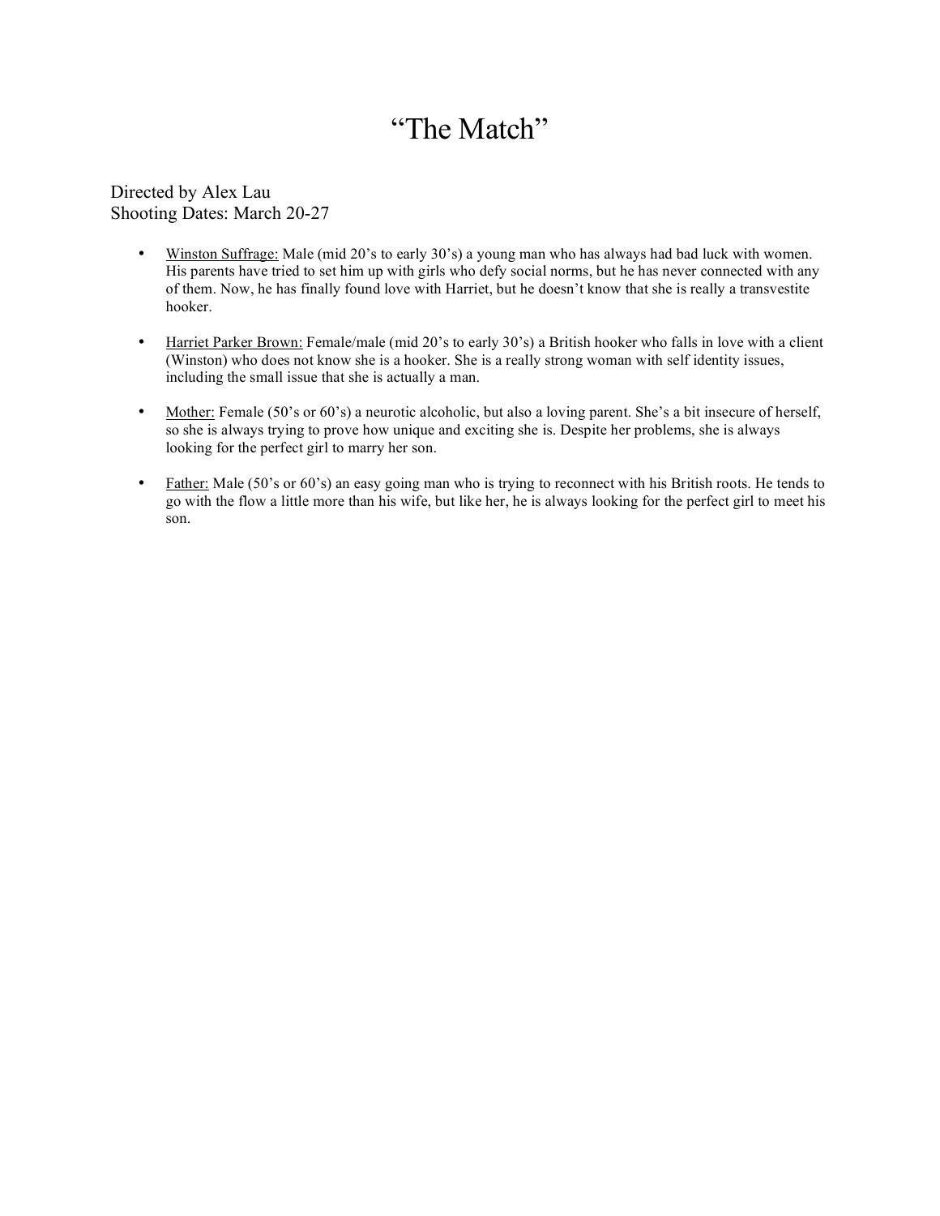# "The Match"

Directed by Alex Lau
Shooting Dates: March 20-27

- Winston Suffrage: Male (mid 20's to early 30's) a young man who has always had bad luck with women. His parents have tried to set him up with girls who defy social norms, but he has never connected with any of them. Now, he has finally found love with Harriet, but he doesn't know that she is really a transvestite hooker.

- Harriet Parker Brown: Female/male (mid 20's to early 30's) a British hooker who falls in love with a client (Winston) who does not know she is a hooker. She is a really strong woman with self identity issues, including the small issue that she is actually a man.

- Mother: Female (50's or 60's) a neurotic alcoholic, but also a loving parent. She's a bit insecure of herself, so she is always trying to prove how unique and exciting she is. Despite her problems, she is always looking for the perfect girl to marry her son.

- Father: Male (50's or 60's) an easy going man who is trying to reconnect with his British roots. He tends to go with the flow a little more than his wife, but like her, he is always looking for the perfect girl to meet his son.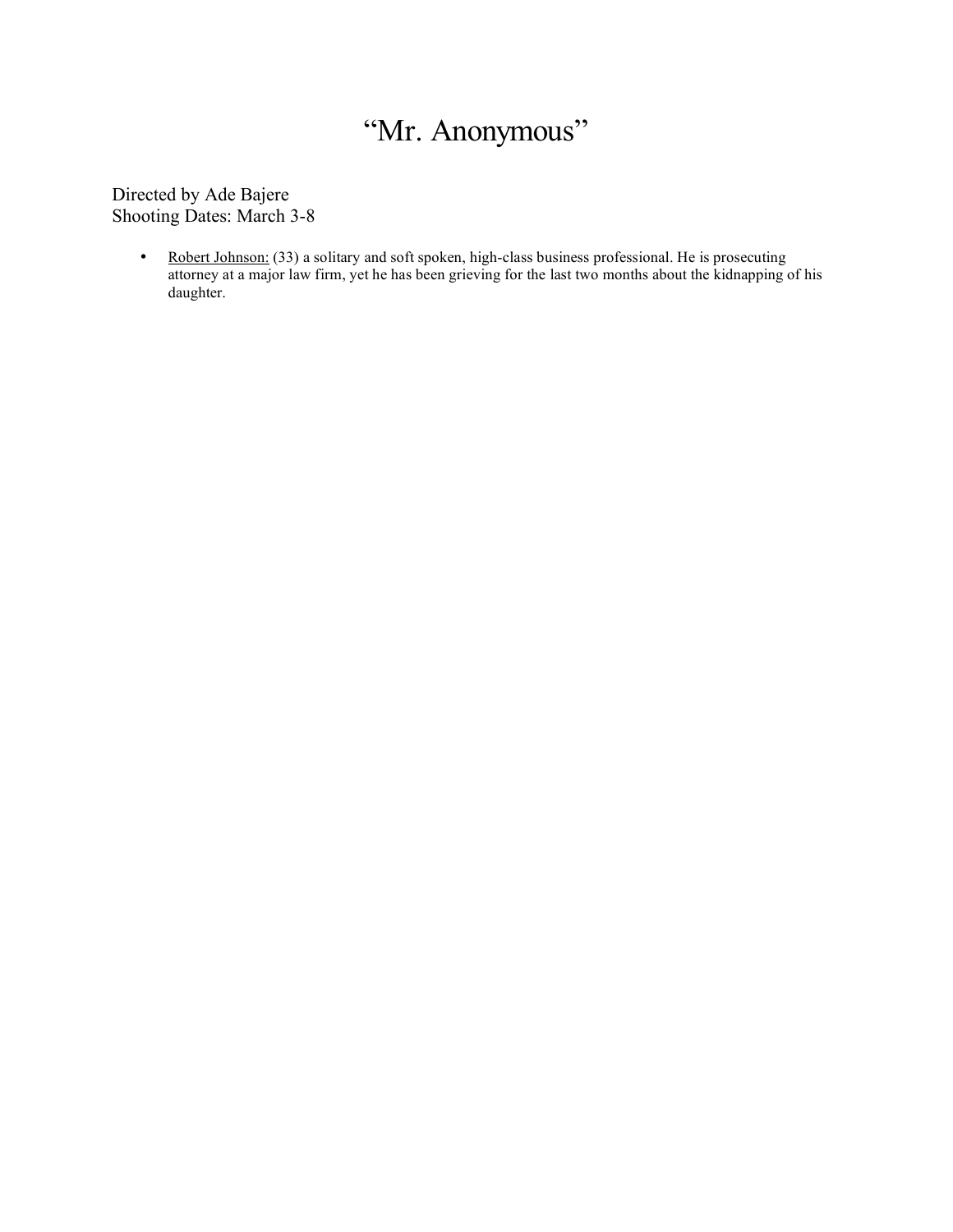# "Mr. Anonymous"

Directed by Ade Bajere
Shooting Dates: March 3-8

- Robert Johnson: (33) a solitary and soft spoken, high-class business professional. He is prosecuting attorney at a major law firm, yet he has been grieving for the last two months about the kidnapping of his daughter.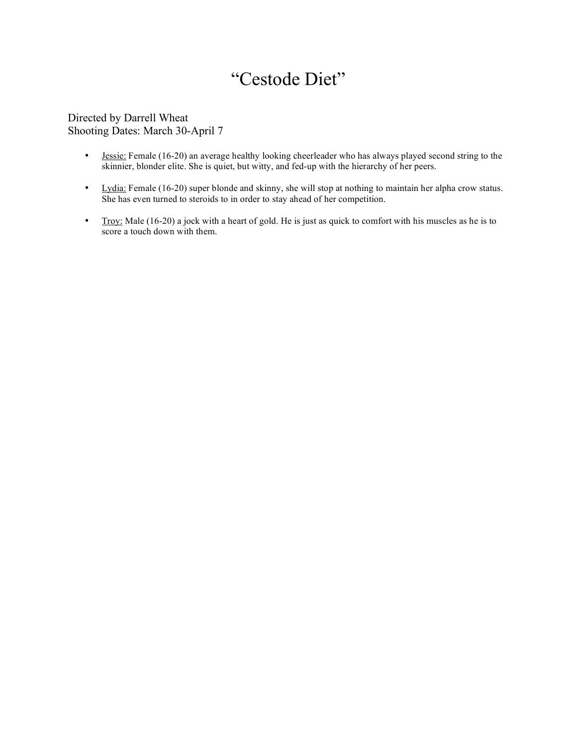# "Cestode Diet"

Directed by Darrell Wheat
Shooting Dates: March 30-April 7

- <u>Jessie:</u> Female (16-20) an average healthy looking cheerleader who has always played second string to the skinnier, blonder elite. She is quiet, but witty, and fed-up with the hierarchy of her peers.
- <u>Lydia:</u> Female (16-20) super blonde and skinny, she will stop at nothing to maintain her alpha crow status. She has even turned to steroids to in order to stay ahead of her competition.
- <u>Troy:</u> Male (16-20) a jock with a heart of gold. He is just as quick to comfort with his muscles as he is to score a touch down with them.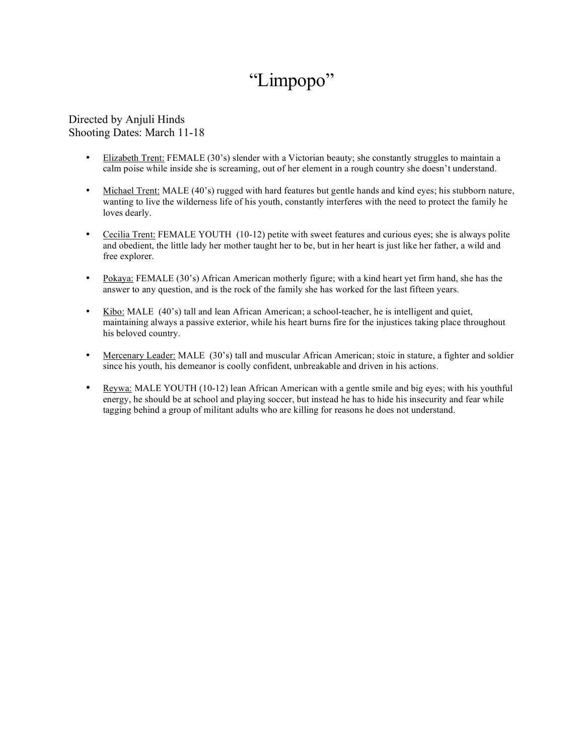# "Limpopo"

Directed by Anjuli Hinds
Shooting Dates: March 11-18

- Elizabeth Trent: FEMALE (30's) slender with a Victorian beauty; she constantly struggles to maintain a calm poise while inside she is screaming, out of her element in a rough country she doesn't understand.

- Michael Trent: MALE (40's) rugged with hard features but gentle hands and kind eyes; his stubborn nature, wanting to live the wilderness life of his youth, constantly interferes with the need to protect the family he loves dearly.

- Cecilia Trent: FEMALE YOUTH (10-12) petite with sweet features and curious eyes; she is always polite and obedient, the little lady her mother taught her to be, but in her heart is just like her father, a wild and free explorer.

- Pokaya: FEMALE (30's) African American motherly figure; with a kind heart yet firm hand, she has the answer to any question, and is the rock of the family she has worked for the last fifteen years.

- Kibo: MALE (40's) tall and lean African American; a school-teacher, he is intelligent and quiet, maintaining always a passive exterior, while his heart burns fire for the injustices taking place throughout his beloved country.

- Mercenary Leader: MALE (30's) tall and muscular African American; stoic in stature, a fighter and soldier since his youth, his demeanor is coolly confident, unbreakable and driven in his actions.

- Reywa: MALE YOUTH (10-12) lean African American with a gentle smile and big eyes; with his youthful energy, he should be at school and playing soccer, but instead he has to hide his insecurity and fear while tagging behind a group of militant adults who are killing for reasons he does not understand.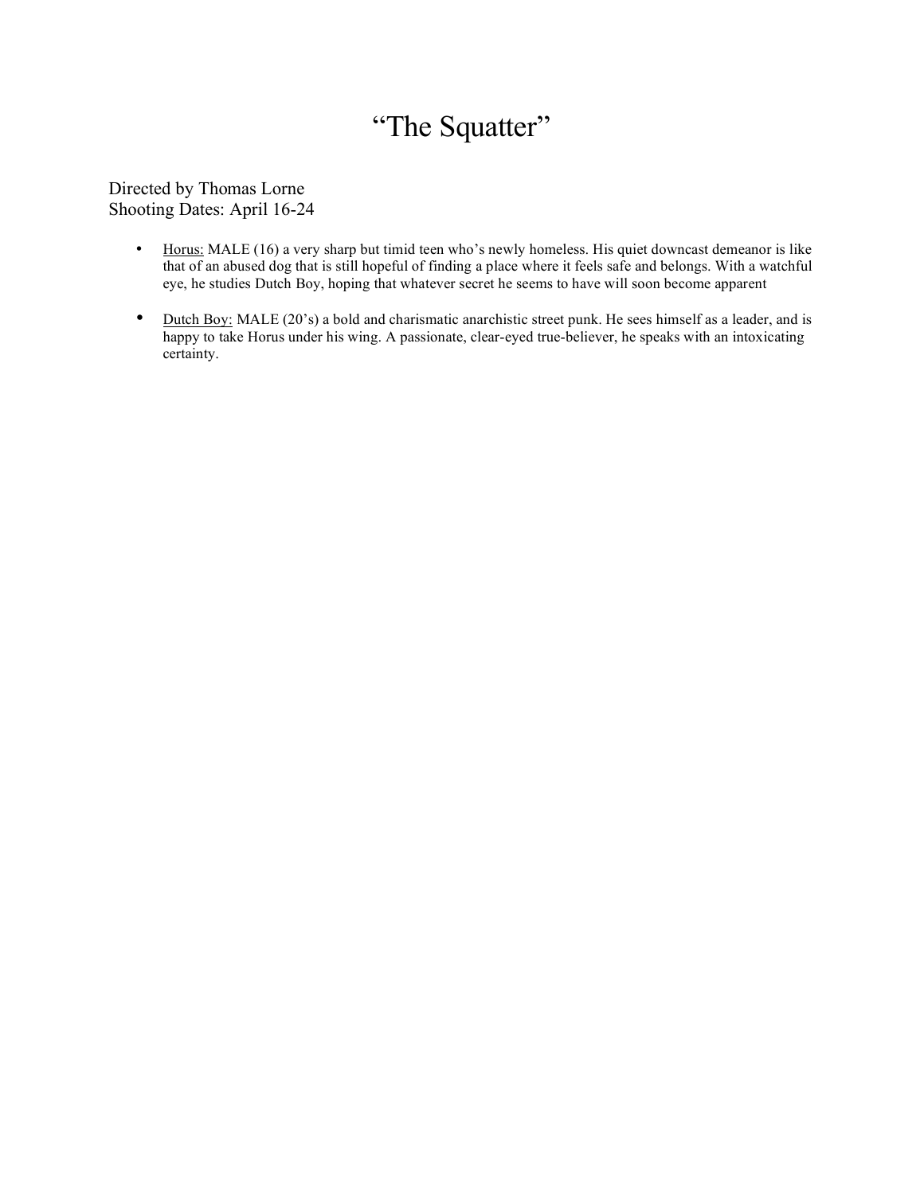# "The Squatter"

Directed by Thomas Lorne
Shooting Dates: April 16-24

- Horus: MALE (16) a very sharp but timid teen who's newly homeless. His quiet downcast demeanor is like that of an abused dog that is still hopeful of finding a place where it feels safe and belongs. With a watchful eye, he studies Dutch Boy, hoping that whatever secret he seems to have will soon become apparent

- Dutch Boy: MALE (20's) a bold and charismatic anarchistic street punk. He sees himself as a leader, and is happy to take Horus under his wing. A passionate, clear-eyed true-believer, he speaks with an intoxicating certainty.